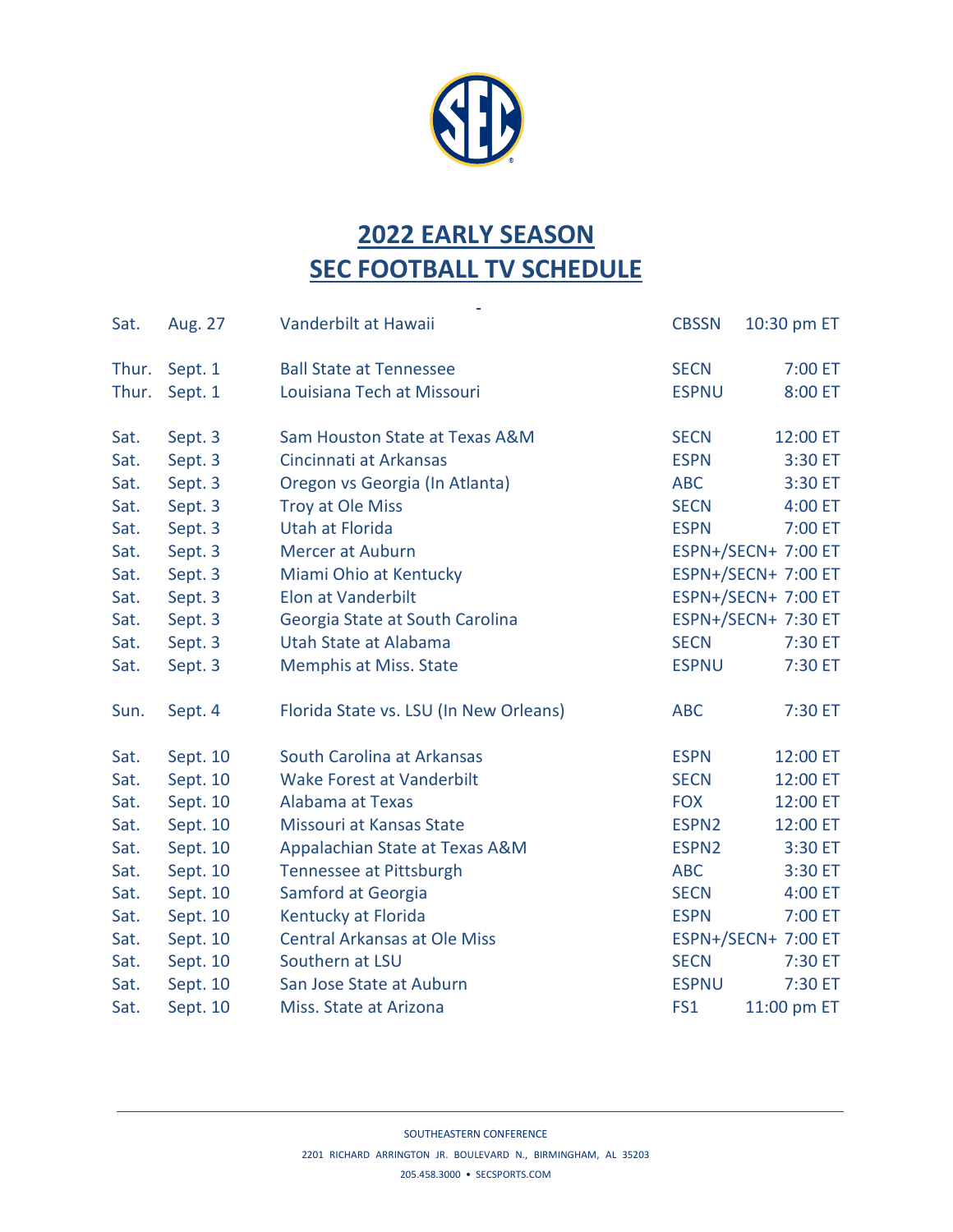# 2022 EARLY SEASON
# SEC FOOTBALL TV SCHEDULE

| | | | | |
|---|---|---|---|---|
| Sat. | Aug. 27 | Vanderbilt at Hawaii | CBSSN | 10:30 pm ET |
| Thur. | Sept. 1 | Ball State at Tennessee | SECN | 7:00 ET |
| Thur. | Sept. 1 | Louisiana Tech at Missouri | ESPNU | 8:00 ET |
| Sat. | Sept. 3 | Sam Houston State at Texas A&M | SECN | 12:00 ET |
| Sat. | Sept. 3 | Cincinnati at Arkansas | ESPN | 3:30 ET |
| Sat. | Sept. 3 | Oregon vs Georgia (In Atlanta) | ABC | 3:30 ET |
| Sat. | Sept. 3 | Troy at Ole Miss | SECN | 4:00 ET |
| Sat. | Sept. 3 | Utah at Florida | ESPN | 7:00 ET |
| Sat. | Sept. 3 | Mercer at Auburn | ESPN+/SECN+ | 7:00 ET |
| Sat. | Sept. 3 | Miami Ohio at Kentucky | ESPN+/SECN+ | 7:00 ET |
| Sat. | Sept. 3 | Elon at Vanderbilt | ESPN+/SECN+ | 7:00 ET |
| Sat. | Sept. 3 | Georgia State at South Carolina | ESPN+/SECN+ | 7:30 ET |
| Sat. | Sept. 3 | Utah State at Alabama | SECN | 7:30 ET |
| Sat. | Sept. 3 | Memphis at Miss. State | ESPNU | 7:30 ET |
| Sun. | Sept. 4 | Florida State vs. LSU (In New Orleans) | ABC | 7:30 ET |
| Sat. | Sept. 10 | South Carolina at Arkansas | ESPN | 12:00 ET |
| Sat. | Sept. 10 | Wake Forest at Vanderbilt | SECN | 12:00 ET |
| Sat. | Sept. 10 | Alabama at Texas | FOX | 12:00 ET |
| Sat. | Sept. 10 | Missouri at Kansas State | ESPN2 | 12:00 ET |
| Sat. | Sept. 10 | Appalachian State at Texas A&M | ESPN2 | 3:30 ET |
| Sat. | Sept. 10 | Tennessee at Pittsburgh | ABC | 3:30 ET |
| Sat. | Sept. 10 | Samford at Georgia | SECN | 4:00 ET |
| Sat. | Sept. 10 | Kentucky at Florida | ESPN | 7:00 ET |
| Sat. | Sept. 10 | Central Arkansas at Ole Miss | ESPN+/SECN+ | 7:00 ET |
| Sat. | Sept. 10 | Southern at LSU | SECN | 7:30 ET |
| Sat. | Sept. 10 | San Jose State at Auburn | ESPNU | 7:30 ET |
| Sat. | Sept. 10 | Miss. State at Arizona | FS1 | 11:00 pm ET |

SOUTHEASTERN CONFERENCE
2201 RICHARD ARRINGTON JR. BOULEVARD N., BIRMINGHAM, AL 35203
205.458.3000 • SECSPORTS.COM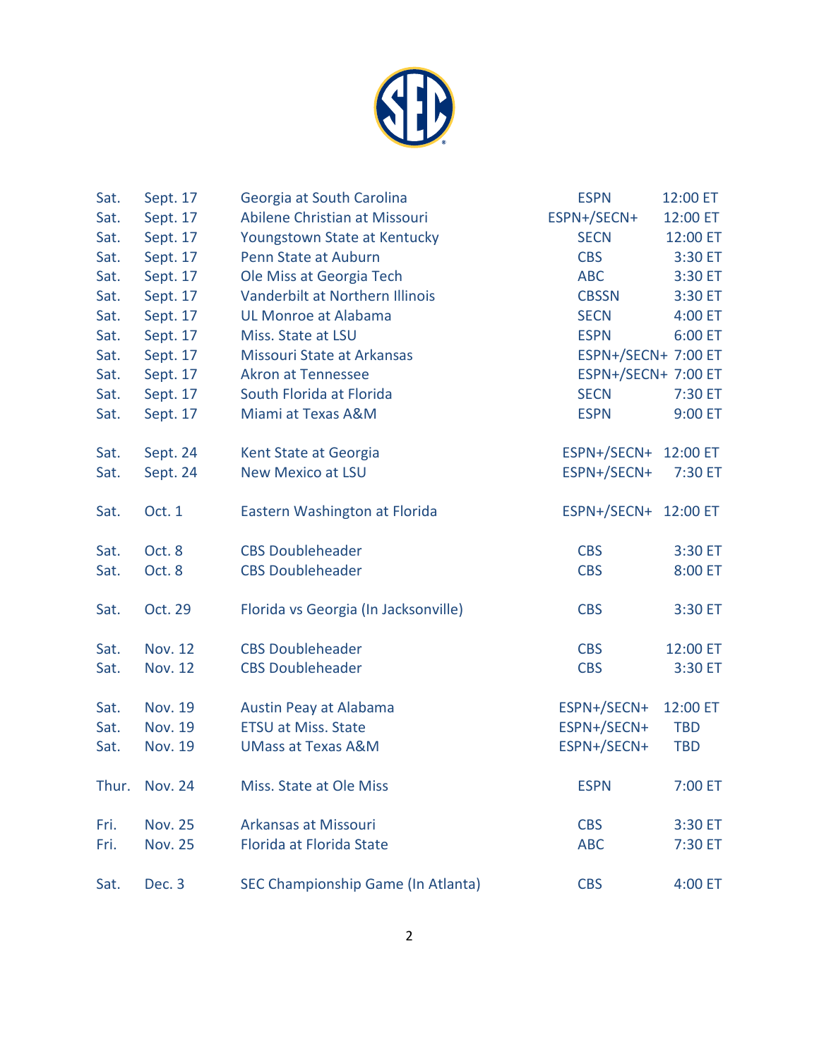| | | | | |
|---|---|---|---|---|
| Sat. | Sept. 17 | Georgia at South Carolina | ESPN | 12:00 ET |
| Sat. | Sept. 17 | Abilene Christian at Missouri | ESPN+/SECN+ | 12:00 ET |
| Sat. | Sept. 17 | Youngstown State at Kentucky | SECN | 12:00 ET |
| Sat. | Sept. 17 | Penn State at Auburn | CBS | 3:30 ET |
| Sat. | Sept. 17 | Ole Miss at Georgia Tech | ABC | 3:30 ET |
| Sat. | Sept. 17 | Vanderbilt at Northern Illinois | CBSSN | 3:30 ET |
| Sat. | Sept. 17 | UL Monroe at Alabama | SECN | 4:00 ET |
| Sat. | Sept. 17 | Miss. State at LSU | ESPN | 6:00 ET |
| Sat. | Sept. 17 | Missouri State at Arkansas | ESPN+/SECN+ | 7:00 ET |
| Sat. | Sept. 17 | Akron at Tennessee | ESPN+/SECN+ | 7:00 ET |
| Sat. | Sept. 17 | South Florida at Florida | SECN | 7:30 ET |
| Sat. | Sept. 17 | Miami at Texas A&M | ESPN | 9:00 ET |
| Sat. | Sept. 24 | Kent State at Georgia | ESPN+/SECN+ | 12:00 ET |
| Sat. | Sept. 24 | New Mexico at LSU | ESPN+/SECN+ | 7:30 ET |
| Sat. | Oct. 1 | Eastern Washington at Florida | ESPN+/SECN+ | 12:00 ET |
| Sat. | Oct. 8 | CBS Doubleheader | CBS | 3:30 ET |
| Sat. | Oct. 8 | CBS Doubleheader | CBS | 8:00 ET |
| Sat. | Oct. 29 | Florida vs Georgia (In Jacksonville) | CBS | 3:30 ET |
| Sat. | Nov. 12 | CBS Doubleheader | CBS | 12:00 ET |
| Sat. | Nov. 12 | CBS Doubleheader | CBS | 3:30 ET |
| Sat. | Nov. 19 | Austin Peay at Alabama | ESPN+/SECN+ | 12:00 ET |
| Sat. | Nov. 19 | ETSU at Miss. State | ESPN+/SECN+ | TBD |
| Sat. | Nov. 19 | UMass at Texas A&M | ESPN+/SECN+ | TBD |
| Thur. | Nov. 24 | Miss. State at Ole Miss | ESPN | 7:00 ET |
| Fri. | Nov. 25 | Arkansas at Missouri | CBS | 3:30 ET |
| Fri. | Nov. 25 | Florida at Florida State | ABC | 7:30 ET |
| Sat. | Dec. 3 | SEC Championship Game (In Atlanta) | CBS | 4:00 ET |